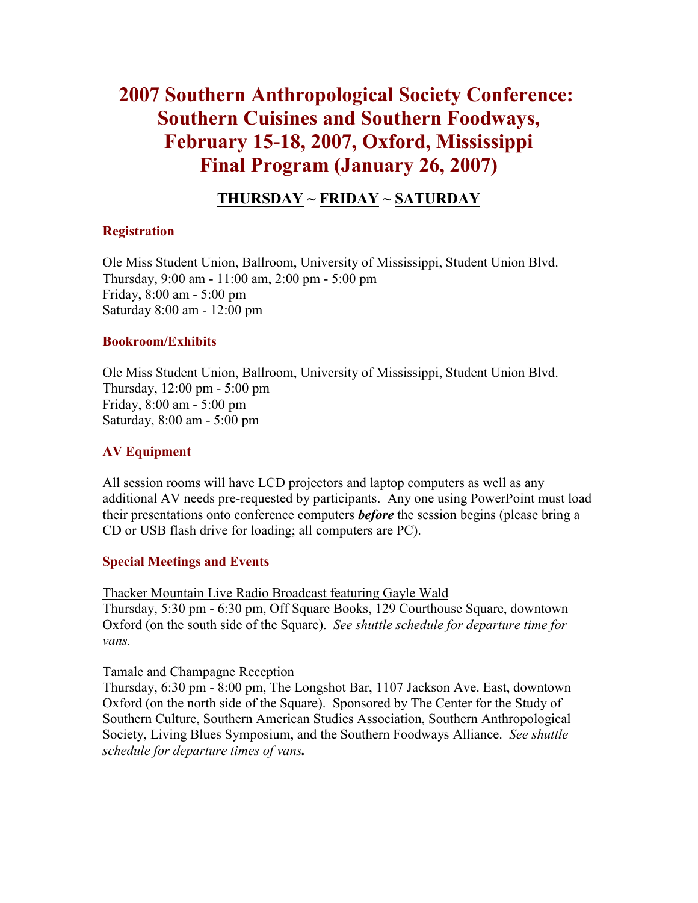# 2007 Southern Anthropological Society Conference: Southern Cuisines and Southern Foodways, February 15-18, 2007, Oxford, Mississippi Final Program (January 26, 2007)

## THURSDAY ~ FRIDAY ~ SATURDAY

### Registration

Ole Miss Student Union, Ballroom, University of Mississippi, Student Union Blvd.
Thursday, 9:00 am - 11:00 am, 2:00 pm - 5:00 pm
Friday, 8:00 am - 5:00 pm
Saturday 8:00 am - 12:00 pm

### Bookroom/Exhibits

Ole Miss Student Union, Ballroom, University of Mississippi, Student Union Blvd.
Thursday, 12:00 pm - 5:00 pm
Friday, 8:00 am - 5:00 pm
Saturday, 8:00 am - 5:00 pm

### AV Equipment

All session rooms will have LCD projectors and laptop computers as well as any additional AV needs pre-requested by participants. Any one using PowerPoint must load their presentations onto conference computers ***before*** the session begins (please bring a CD or USB flash drive for loading; all computers are PC).

### Special Meetings and Events

Thacker Mountain Live Radio Broadcast featuring Gayle Wald
Thursday, 5:30 pm - 6:30 pm, Off Square Books, 129 Courthouse Square, downtown Oxford (on the south side of the Square). *See shuttle schedule for departure time for vans.*

Tamale and Champagne Reception
Thursday, 6:30 pm - 8:00 pm, The Longshot Bar, 1107 Jackson Ave. East, downtown Oxford (on the north side of the Square). Sponsored by The Center for the Study of Southern Culture, Southern American Studies Association, Southern Anthropological Society, Living Blues Symposium, and the Southern Foodways Alliance. *See shuttle schedule for departure times of vans.*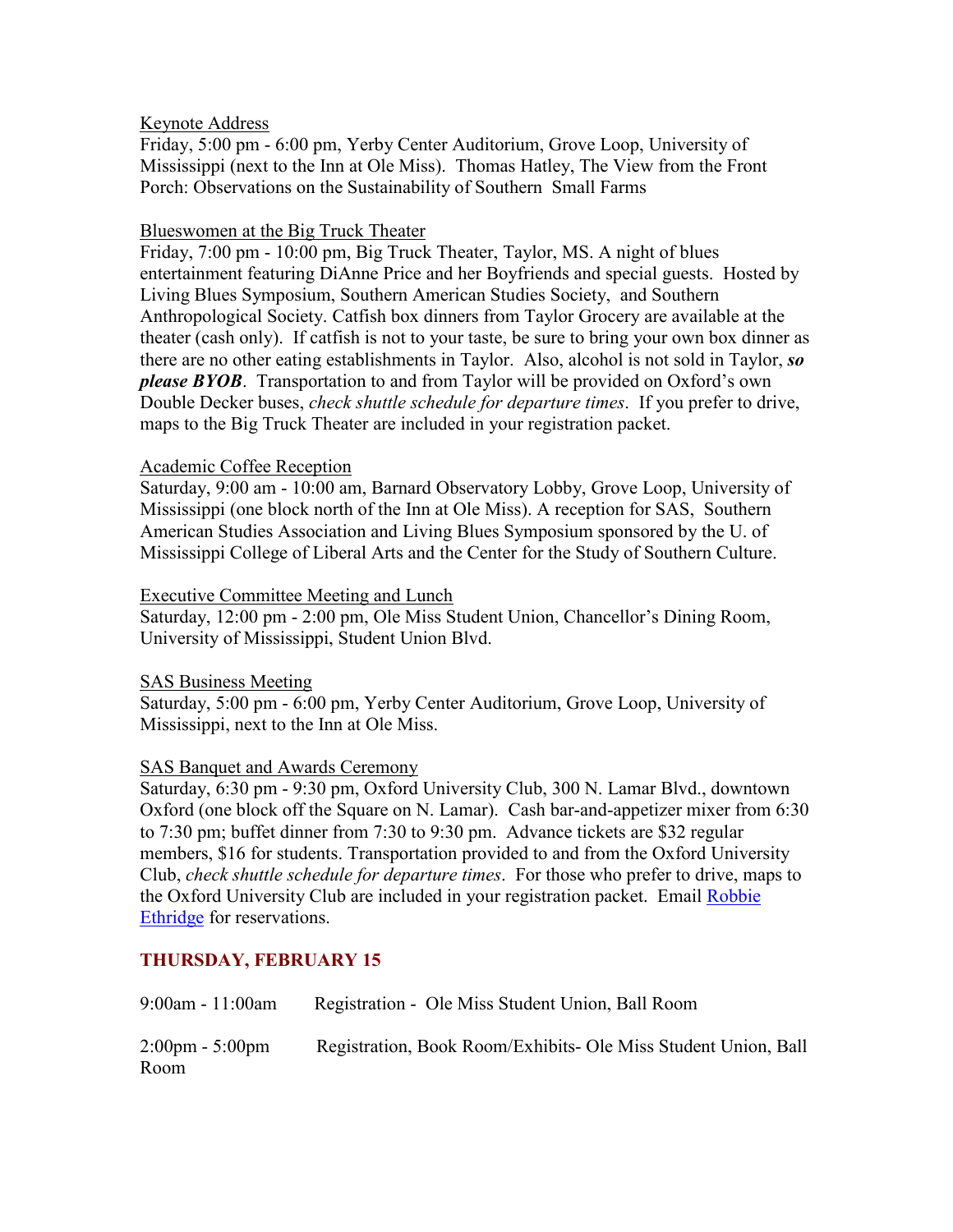Keynote Address

Friday, 5:00 pm - 6:00 pm, Yerby Center Auditorium, Grove Loop, University of Mississippi (next to the Inn at Ole Miss). Thomas Hatley, The View from the Front Porch: Observations on the Sustainability of Southern Small Farms

Blueswomen at the Big Truck Theater

Friday, 7:00 pm - 10:00 pm, Big Truck Theater, Taylor, MS. A night of blues entertainment featuring DiAnne Price and her Boyfriends and special guests. Hosted by Living Blues Symposium, Southern American Studies Society, and Southern Anthropological Society. Catfish box dinners from Taylor Grocery are available at the theater (cash only). If catfish is not to your taste, be sure to bring your own box dinner as there are no other eating establishments in Taylor. Also, alcohol is not sold in Taylor, ***so please BYOB***. Transportation to and from Taylor will be provided on Oxford's own Double Decker buses, *check shuttle schedule for departure times*. If you prefer to drive, maps to the Big Truck Theater are included in your registration packet.

Academic Coffee Reception

Saturday, 9:00 am - 10:00 am, Barnard Observatory Lobby, Grove Loop, University of Mississippi (one block north of the Inn at Ole Miss). A reception for SAS, Southern American Studies Association and Living Blues Symposium sponsored by the U. of Mississippi College of Liberal Arts and the Center for the Study of Southern Culture.

Executive Committee Meeting and Lunch

Saturday, 12:00 pm - 2:00 pm, Ole Miss Student Union, Chancellor's Dining Room, University of Mississippi, Student Union Blvd.

SAS Business Meeting

Saturday, 5:00 pm - 6:00 pm, Yerby Center Auditorium, Grove Loop, University of Mississippi, next to the Inn at Ole Miss.

SAS Banquet and Awards Ceremony

Saturday, 6:30 pm - 9:30 pm, Oxford University Club, 300 N. Lamar Blvd., downtown Oxford (one block off the Square on N. Lamar). Cash bar-and-appetizer mixer from 6:30 to 7:30 pm; buffet dinner from 7:30 to 9:30 pm. Advance tickets are $32 regular members, $16 for students. Transportation provided to and from the Oxford University Club, *check shuttle schedule for departure times*. For those who prefer to drive, maps to the Oxford University Club are included in your registration packet. Email Robbie Ethridge for reservations.

## THURSDAY, FEBRUARY 15

9:00am - 11:00am Registration - Ole Miss Student Union, Ball Room

2:00pm - 5:00pm Registration, Book Room/Exhibits- Ole Miss Student Union, Ball Room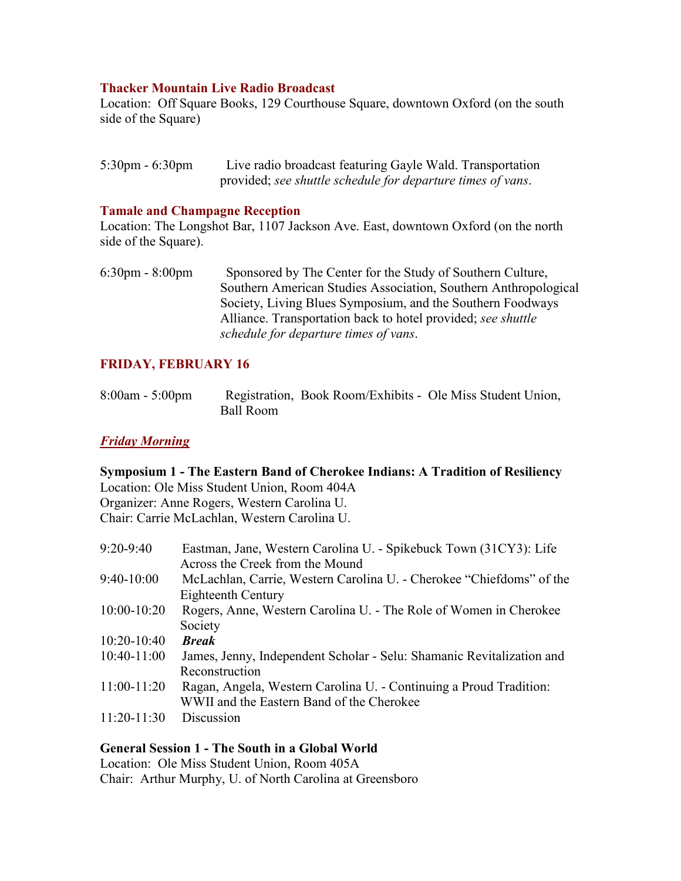### Thacker Mountain Live Radio Broadcast

Location: Off Square Books, 129 Courthouse Square, downtown Oxford (on the south side of the Square)

5:30pm - 6:30pm  Live radio broadcast featuring Gayle Wald. Transportation provided; *see shuttle schedule for departure times of vans*.

### Tamale and Champagne Reception

Location: The Longshot Bar, 1107 Jackson Ave. East, downtown Oxford (on the north side of the Square).

6:30pm - 8:00pm  Sponsored by The Center for the Study of Southern Culture, Southern American Studies Association, Southern Anthropological Society, Living Blues Symposium, and the Southern Foodways Alliance. Transportation back to hotel provided; *see shuttle schedule for departure times of vans*.

## FRIDAY, FEBRUARY 16

8:00am - 5:00pm  Registration, Book Room/Exhibits - Ole Miss Student Union, Ball Room

### *Friday Morning*

**Symposium 1 - The Eastern Band of Cherokee Indians: A Tradition of Resiliency**
Location: Ole Miss Student Union, Room 404A
Organizer: Anne Rogers, Western Carolina U.
Chair: Carrie McLachlan, Western Carolina U.

9:20-9:40  Eastman, Jane, Western Carolina U. - Spikebuck Town (31CY3): Life Across the Creek from the Mound
9:40-10:00  McLachlan, Carrie, Western Carolina U. - Cherokee "Chiefdoms" of the Eighteenth Century
10:00-10:20  Rogers, Anne, Western Carolina U. - The Role of Women in Cherokee Society
10:20-10:40  ***Break***
10:40-11:00  James, Jenny, Independent Scholar - Selu: Shamanic Revitalization and Reconstruction
11:00-11:20  Ragan, Angela, Western Carolina U. - Continuing a Proud Tradition: WWII and the Eastern Band of the Cherokee
11:20-11:30  Discussion

**General Session 1 - The South in a Global World**
Location: Ole Miss Student Union, Room 405A
Chair: Arthur Murphy, U. of North Carolina at Greensboro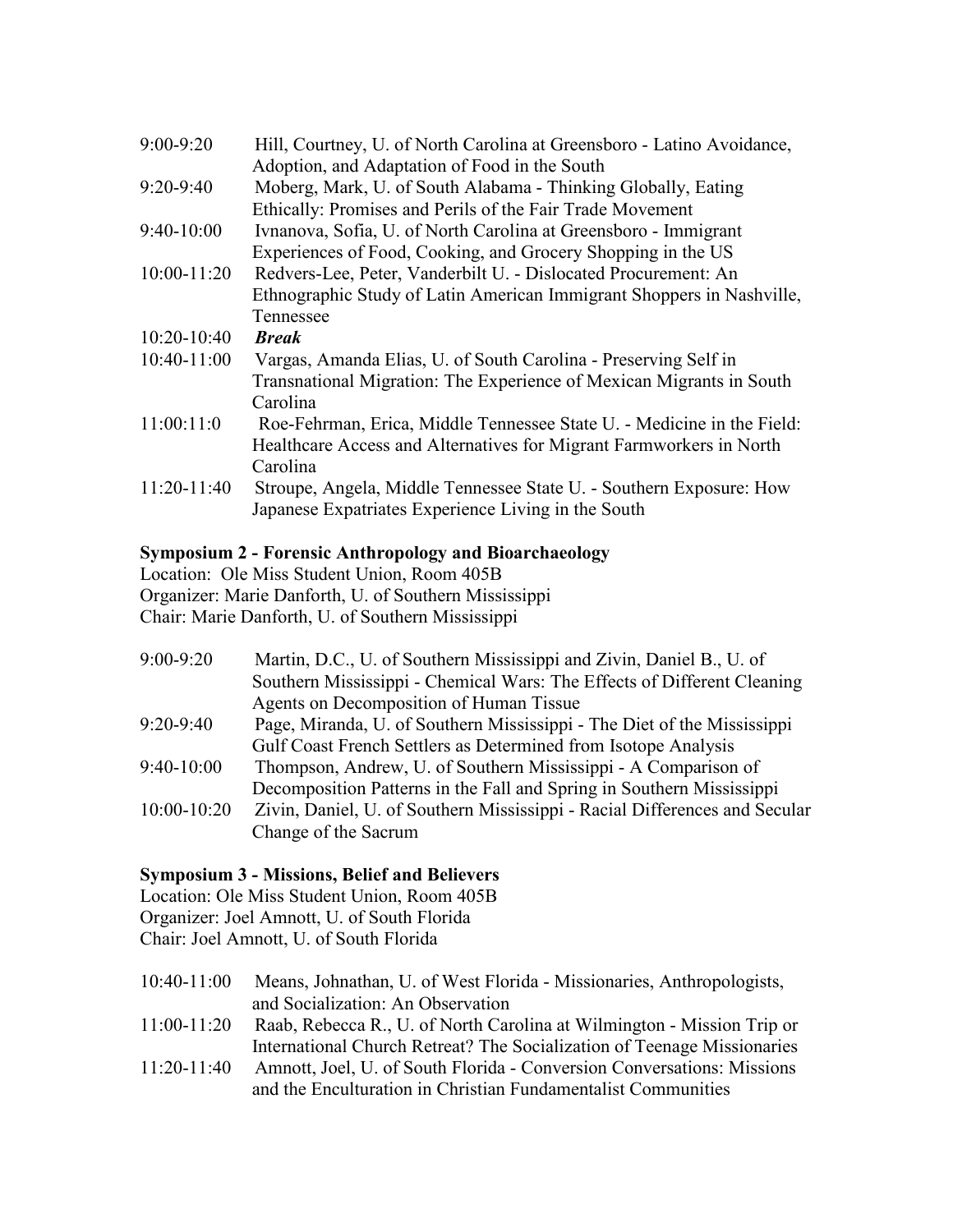9:00-9:20 Hill, Courtney, U. of North Carolina at Greensboro - Latino Avoidance, Adoption, and Adaptation of Food in the South

9:20-9:40 Moberg, Mark, U. of South Alabama - Thinking Globally, Eating Ethically: Promises and Perils of the Fair Trade Movement

9:40-10:00 Ivnanova, Sofia, U. of North Carolina at Greensboro - Immigrant Experiences of Food, Cooking, and Grocery Shopping in the US

10:00-11:20 Redvers-Lee, Peter, Vanderbilt U. - Dislocated Procurement: An Ethnographic Study of Latin American Immigrant Shoppers in Nashville, Tennessee

10:20-10:40 ***Break***

10:40-11:00 Vargas, Amanda Elias, U. of South Carolina - Preserving Self in Transnational Migration: The Experience of Mexican Migrants in South Carolina

11:00:11:0 Roe-Fehrman, Erica, Middle Tennessee State U. - Medicine in the Field: Healthcare Access and Alternatives for Migrant Farmworkers in North Carolina

11:20-11:40 Stroupe, Angela, Middle Tennessee State U. - Southern Exposure: How Japanese Expatriates Experience Living in the South

**Symposium 2 - Forensic Anthropology and Bioarchaeology**

Location: Ole Miss Student Union, Room 405B
Organizer: Marie Danforth, U. of Southern Mississippi
Chair: Marie Danforth, U. of Southern Mississippi

9:00-9:20 Martin, D.C., U. of Southern Mississippi and Zivin, Daniel B., U. of Southern Mississippi - Chemical Wars: The Effects of Different Cleaning Agents on Decomposition of Human Tissue

9:20-9:40 Page, Miranda, U. of Southern Mississippi - The Diet of the Mississippi Gulf Coast French Settlers as Determined from Isotope Analysis

9:40-10:00 Thompson, Andrew, U. of Southern Mississippi - A Comparison of Decomposition Patterns in the Fall and Spring in Southern Mississippi

10:00-10:20 Zivin, Daniel, U. of Southern Mississippi - Racial Differences and Secular Change of the Sacrum

**Symposium 3 - Missions, Belief and Believers**

Location: Ole Miss Student Union, Room 405B
Organizer: Joel Amnott, U. of South Florida
Chair: Joel Amnott, U. of South Florida

10:40-11:00 Means, Johnathan, U. of West Florida - Missionaries, Anthropologists, and Socialization: An Observation

11:00-11:20 Raab, Rebecca R., U. of North Carolina at Wilmington - Mission Trip or International Church Retreat? The Socialization of Teenage Missionaries

11:20-11:40 Amnott, Joel, U. of South Florida - Conversion Conversations: Missions and the Enculturation in Christian Fundamentalist Communities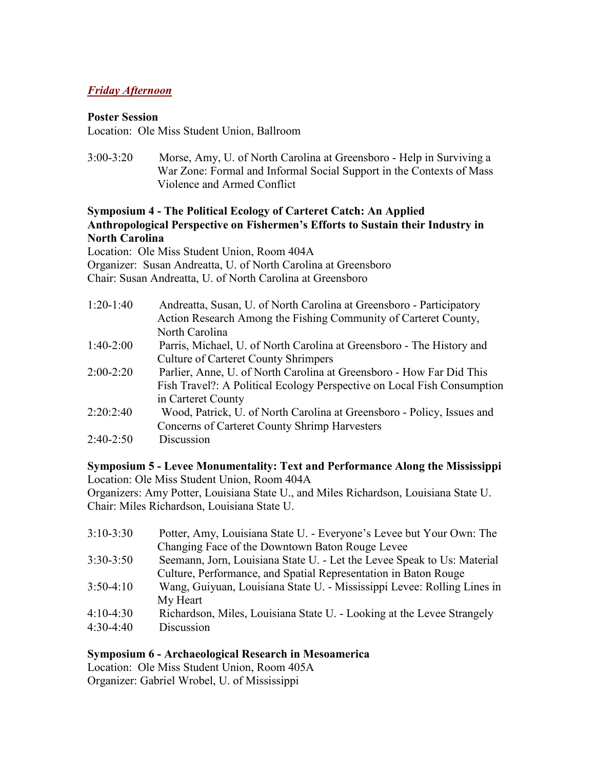***Friday Afternoon***

**Poster Session**

Location: Ole Miss Student Union, Ballroom

3:00-3:20 Morse, Amy, U. of North Carolina at Greensboro - Help in Surviving a War Zone: Formal and Informal Social Support in the Contexts of Mass Violence and Armed Conflict

**Symposium 4 - The Political Ecology of Carteret Catch: An Applied Anthropological Perspective on Fishermen's Efforts to Sustain their Industry in North Carolina**

Location: Ole Miss Student Union, Room 404A
Organizer: Susan Andreatta, U. of North Carolina at Greensboro
Chair: Susan Andreatta, U. of North Carolina at Greensboro

1:20-1:40 Andreatta, Susan, U. of North Carolina at Greensboro - Participatory Action Research Among the Fishing Community of Carteret County, North Carolina

1:40-2:00 Parris, Michael, U. of North Carolina at Greensboro - The History and Culture of Carteret County Shrimpers

2:00-2:20 Parlier, Anne, U. of North Carolina at Greensboro - How Far Did This Fish Travel?: A Political Ecology Perspective on Local Fish Consumption in Carteret County

2:20:2:40 Wood, Patrick, U. of North Carolina at Greensboro - Policy, Issues and Concerns of Carteret County Shrimp Harvesters

2:40-2:50 Discussion

**Symposium 5 - Levee Monumentality: Text and Performance Along the Mississippi**

Location: Ole Miss Student Union, Room 404A
Organizers: Amy Potter, Louisiana State U., and Miles Richardson, Louisiana State U.
Chair: Miles Richardson, Louisiana State U.

3:10-3:30 Potter, Amy, Louisiana State U. - Everyone's Levee but Your Own: The Changing Face of the Downtown Baton Rouge Levee

3:30-3:50 Seemann, Jorn, Louisiana State U. - Let the Levee Speak to Us: Material Culture, Performance, and Spatial Representation in Baton Rouge

3:50-4:10 Wang, Guiyuan, Louisiana State U. - Mississippi Levee: Rolling Lines in My Heart

4:10-4:30 Richardson, Miles, Louisiana State U. - Looking at the Levee Strangely

4:30-4:40 Discussion

**Symposium 6 - Archaeological Research in Mesoamerica**

Location: Ole Miss Student Union, Room 405A
Organizer: Gabriel Wrobel, U. of Mississippi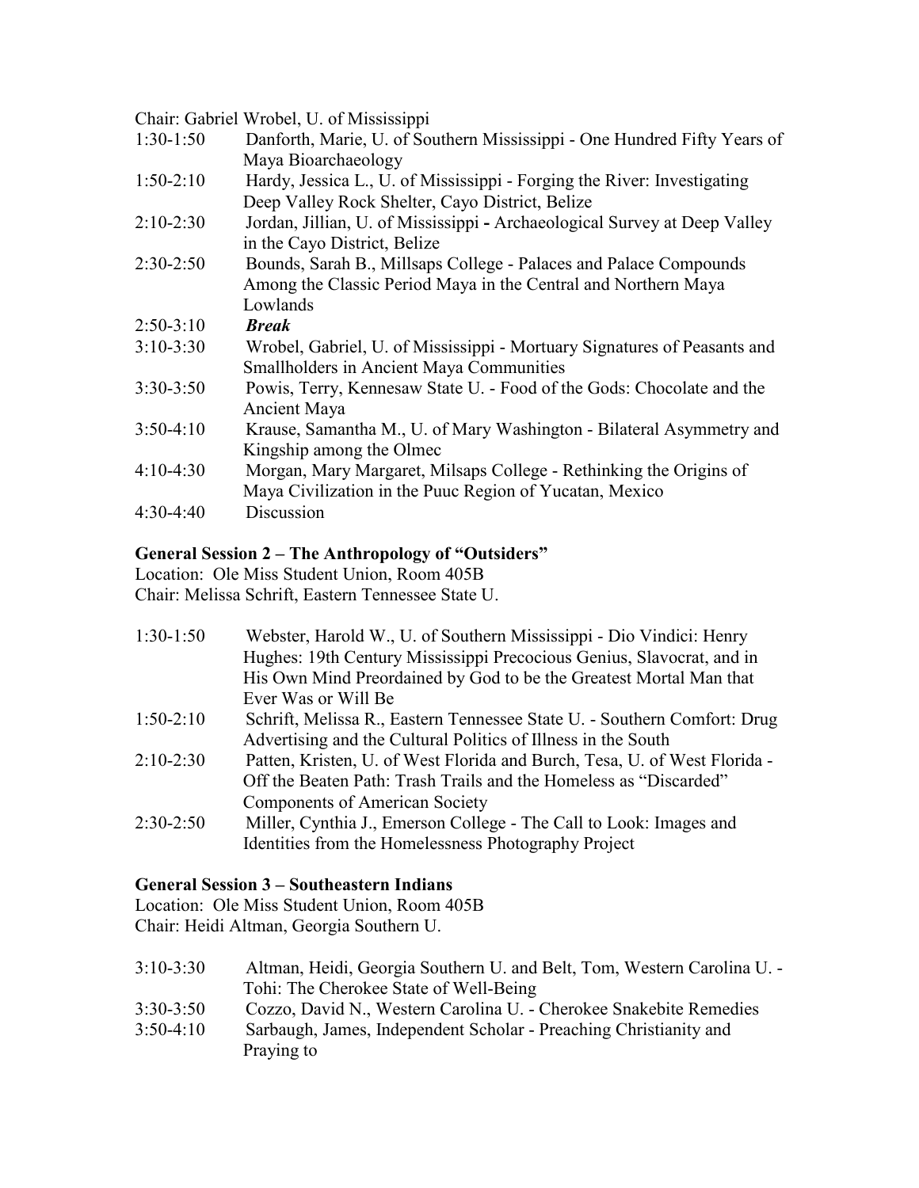Chair: Gabriel Wrobel, U. of Mississippi

| | |
|---|---|
| 1:30-1:50 | Danforth, Marie, U. of Southern Mississippi - One Hundred Fifty Years of Maya Bioarchaeology |
| 1:50-2:10 | Hardy, Jessica L., U. of Mississippi - Forging the River: Investigating Deep Valley Rock Shelter, Cayo District, Belize |
| 2:10-2:30 | Jordan, Jillian, U. of Mississippi **-** Archaeological Survey at Deep Valley in the Cayo District, Belize |
| 2:30-2:50 | Bounds, Sarah B., Millsaps College - Palaces and Palace Compounds Among the Classic Period Maya in the Central and Northern Maya Lowlands |
| 2:50-3:10 | ***Break*** |
| 3:10-3:30 | Wrobel, Gabriel, U. of Mississippi - Mortuary Signatures of Peasants and Smallholders in Ancient Maya Communities |
| 3:30-3:50 | Powis, Terry, Kennesaw State U. - Food of the Gods: Chocolate and the Ancient Maya |
| 3:50-4:10 | Krause, Samantha M., U. of Mary Washington - Bilateral Asymmetry and Kingship among the Olmec |
| 4:10-4:30 | Morgan, Mary Margaret, Milsaps College - Rethinking the Origins of Maya Civilization in the Puuc Region of Yucatan, Mexico |
| 4:30-4:40 | Discussion |

**General Session 2 – The Anthropology of "Outsiders"**

Location: Ole Miss Student Union, Room 405B
Chair: Melissa Schrift, Eastern Tennessee State U.

| | |
|---|---|
| 1:30-1:50 | Webster, Harold W., U. of Southern Mississippi - Dio Vindici: Henry Hughes: 19th Century Mississippi Precocious Genius, Slavocrat, and in His Own Mind Preordained by God to be the Greatest Mortal Man that Ever Was or Will Be |
| 1:50-2:10 | Schrift, Melissa R., Eastern Tennessee State U. - Southern Comfort: Drug Advertising and the Cultural Politics of Illness in the South |
| 2:10-2:30 | Patten, Kristen, U. of West Florida and Burch, Tesa, U. of West Florida - Off the Beaten Path: Trash Trails and the Homeless as "Discarded" Components of American Society |
| 2:30-2:50 | Miller, Cynthia J., Emerson College - The Call to Look: Images and Identities from the Homelessness Photography Project |

**General Session 3 – Southeastern Indians**

Location: Ole Miss Student Union, Room 405B
Chair: Heidi Altman, Georgia Southern U.

| | |
|---|---|
| 3:10-3:30 | Altman, Heidi, Georgia Southern U. and Belt, Tom, Western Carolina U. - Tohi: The Cherokee State of Well-Being |
| 3:30-3:50 | Cozzo, David N., Western Carolina U. - Cherokee Snakebite Remedies |
| 3:50-4:10 | Sarbaugh, James, Independent Scholar - Preaching Christianity and Praying to |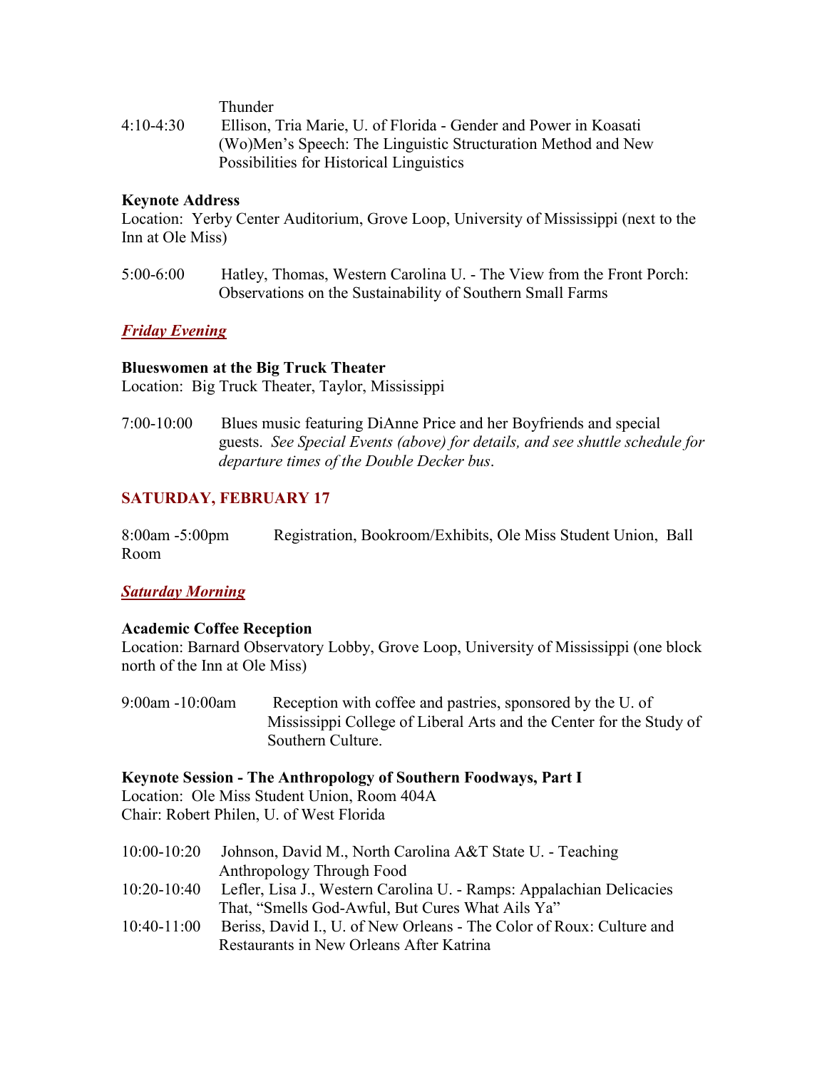Thunder

4:10-4:30 Ellison, Tria Marie, U. of Florida - Gender and Power in Koasati (Wo)Men's Speech: The Linguistic Structuration Method and New Possibilities for Historical Linguistics

**Keynote Address**
Location: Yerby Center Auditorium, Grove Loop, University of Mississippi (next to the Inn at Ole Miss)

5:00-6:00 Hatley, Thomas, Western Carolina U. - The View from the Front Porch: Observations on the Sustainability of Southern Small Farms

***Friday Evening***

**Blueswomen at the Big Truck Theater**
Location: Big Truck Theater, Taylor, Mississippi

7:00-10:00 Blues music featuring DiAnne Price and her Boyfriends and special guests. *See Special Events (above) for details, and see shuttle schedule for departure times of the Double Decker bus*.

## SATURDAY, FEBRUARY 17

8:00am -5:00pm Registration, Bookroom/Exhibits, Ole Miss Student Union, Ball Room

***Saturday Morning***

**Academic Coffee Reception**
Location: Barnard Observatory Lobby, Grove Loop, University of Mississippi (one block north of the Inn at Ole Miss)

9:00am -10:00am Reception with coffee and pastries, sponsored by the U. of Mississippi College of Liberal Arts and the Center for the Study of Southern Culture.

**Keynote Session - The Anthropology of Southern Foodways, Part I**
Location: Ole Miss Student Union, Room 404A
Chair: Robert Philen, U. of West Florida

10:00-10:20 Johnson, David M., North Carolina A&T State U. - Teaching Anthropology Through Food

10:20-10:40 Lefler, Lisa J., Western Carolina U. - Ramps: Appalachian Delicacies That, "Smells God-Awful, But Cures What Ails Ya"

10:40-11:00 Beriss, David I., U. of New Orleans - The Color of Roux: Culture and Restaurants in New Orleans After Katrina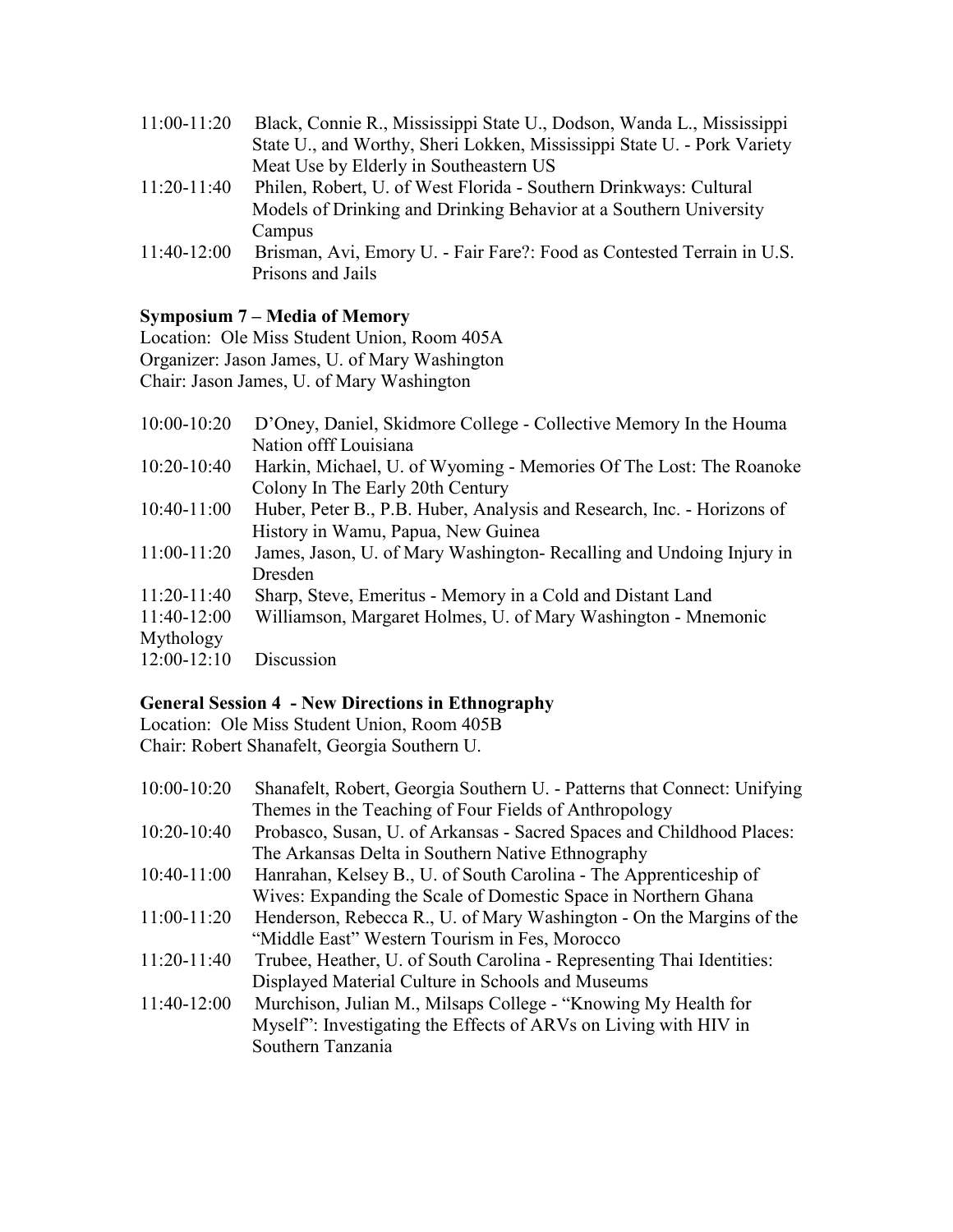11:00-11:20 Black, Connie R., Mississippi State U., Dodson, Wanda L., Mississippi State U., and Worthy, Sheri Lokken, Mississippi State U. - Pork Variety Meat Use by Elderly in Southeastern US

11:20-11:40 Philen, Robert, U. of West Florida - Southern Drinkways: Cultural Models of Drinking and Drinking Behavior at a Southern University Campus

11:40-12:00 Brisman, Avi, Emory U. - Fair Fare?: Food as Contested Terrain in U.S. Prisons and Jails

**Symposium 7 – Media of Memory**

Location: Ole Miss Student Union, Room 405A
Organizer: Jason James, U. of Mary Washington
Chair: Jason James, U. of Mary Washington

10:00-10:20 D'Oney, Daniel, Skidmore College - Collective Memory In the Houma Nation offf Louisiana

10:20-10:40 Harkin, Michael, U. of Wyoming - Memories Of The Lost: The Roanoke Colony In The Early 20th Century

10:40-11:00 Huber, Peter B., P.B. Huber, Analysis and Research, Inc. - Horizons of History in Wamu, Papua, New Guinea

11:00-11:20 James, Jason, U. of Mary Washington- Recalling and Undoing Injury in Dresden

11:20-11:40 Sharp, Steve, Emeritus - Memory in a Cold and Distant Land

11:40-12:00 Williamson, Margaret Holmes, U. of Mary Washington - Mnemonic Mythology

12:00-12:10 Discussion

**General Session 4 - New Directions in Ethnography**

Location: Ole Miss Student Union, Room 405B
Chair: Robert Shanafelt, Georgia Southern U.

10:00-10:20 Shanafelt, Robert, Georgia Southern U. - Patterns that Connect: Unifying Themes in the Teaching of Four Fields of Anthropology

10:20-10:40 Probasco, Susan, U. of Arkansas - Sacred Spaces and Childhood Places: The Arkansas Delta in Southern Native Ethnography

10:40-11:00 Hanrahan, Kelsey B., U. of South Carolina - The Apprenticeship of Wives: Expanding the Scale of Domestic Space in Northern Ghana

11:00-11:20 Henderson, Rebecca R., U. of Mary Washington - On the Margins of the "Middle East" Western Tourism in Fes, Morocco

11:20-11:40 Trubee, Heather, U. of South Carolina - Representing Thai Identities: Displayed Material Culture in Schools and Museums

11:40-12:00 Murchison, Julian M., Milsaps College - "Knowing My Health for Myself": Investigating the Effects of ARVs on Living with HIV in Southern Tanzania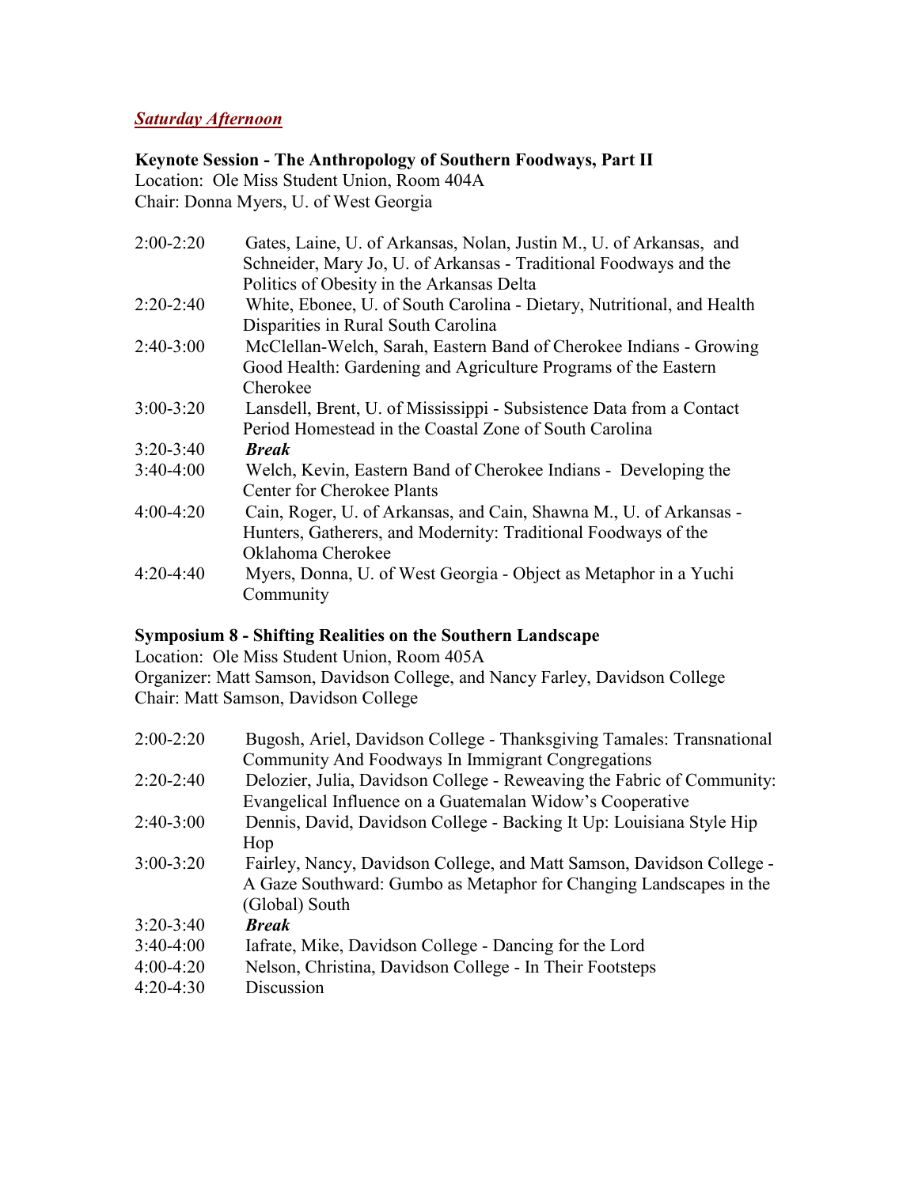## ***Saturday Afternoon***

**Keynote Session - The Anthropology of Southern Foodways, Part II**
Location: Ole Miss Student Union, Room 404A
Chair: Donna Myers, U. of West Georgia

| | |
|---|---|
| 2:00-2:20 | Gates, Laine, U. of Arkansas, Nolan, Justin M., U. of Arkansas, and Schneider, Mary Jo, U. of Arkansas - Traditional Foodways and the Politics of Obesity in the Arkansas Delta |
| 2:20-2:40 | White, Ebonee, U. of South Carolina - Dietary, Nutritional, and Health Disparities in Rural South Carolina |
| 2:40-3:00 | McClellan-Welch, Sarah, Eastern Band of Cherokee Indians - Growing Good Health: Gardening and Agriculture Programs of the Eastern Cherokee |
| 3:00-3:20 | Lansdell, Brent, U. of Mississippi - Subsistence Data from a Contact Period Homestead in the Coastal Zone of South Carolina |
| 3:20-3:40 | ***Break*** |
| 3:40-4:00 | Welch, Kevin, Eastern Band of Cherokee Indians - Developing the Center for Cherokee Plants |
| 4:00-4:20 | Cain, Roger, U. of Arkansas, and Cain, Shawna M., U. of Arkansas - Hunters, Gatherers, and Modernity: Traditional Foodways of the Oklahoma Cherokee |
| 4:20-4:40 | Myers, Donna, U. of West Georgia - Object as Metaphor in a Yuchi Community |

**Symposium 8 - Shifting Realities on the Southern Landscape**
Location: Ole Miss Student Union, Room 405A
Organizer: Matt Samson, Davidson College, and Nancy Farley, Davidson College
Chair: Matt Samson, Davidson College

| | |
|---|---|
| 2:00-2:20 | Bugosh, Ariel, Davidson College - Thanksgiving Tamales: Transnational Community And Foodways In Immigrant Congregations |
| 2:20-2:40 | Delozier, Julia, Davidson College - Reweaving the Fabric of Community: Evangelical Influence on a Guatemalan Widow's Cooperative |
| 2:40-3:00 | Dennis, David, Davidson College - Backing It Up: Louisiana Style Hip Hop |
| 3:00-3:20 | Fairley, Nancy, Davidson College, and Matt Samson, Davidson College - A Gaze Southward: Gumbo as Metaphor for Changing Landscapes in the (Global) South |
| 3:20-3:40 | ***Break*** |
| 3:40-4:00 | Iafrate, Mike, Davidson College - Dancing for the Lord |
| 4:00-4:20 | Nelson, Christina, Davidson College - In Their Footsteps |
| 4:20-4:30 | Discussion |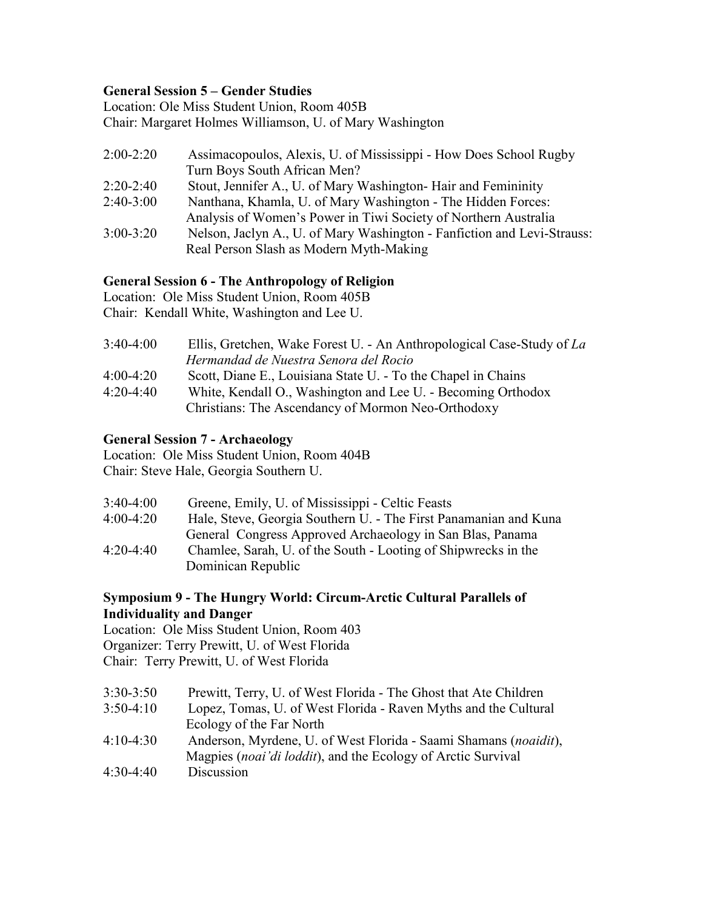**General Session 5 – Gender Studies**

Location: Ole Miss Student Union, Room 405B
Chair: Margaret Holmes Williamson, U. of Mary Washington

2:00-2:20 Assimacopoulos, Alexis, U. of Mississippi - How Does School Rugby Turn Boys South African Men?

2:20-2:40 Stout, Jennifer A., U. of Mary Washington- Hair and Femininity

2:40-3:00 Nanthana, Khamla, U. of Mary Washington - The Hidden Forces: Analysis of Women's Power in Tiwi Society of Northern Australia

3:00-3:20 Nelson, Jaclyn A., U. of Mary Washington - Fanfiction and Levi-Strauss: Real Person Slash as Modern Myth-Making

**General Session 6 - The Anthropology of Religion**

Location: Ole Miss Student Union, Room 405B
Chair: Kendall White, Washington and Lee U.

3:40-4:00 Ellis, Gretchen, Wake Forest U. - An Anthropological Case-Study of *La Hermandad de Nuestra Senora del Rocio*

4:00-4:20 Scott, Diane E., Louisiana State U. - To the Chapel in Chains

4:20-4:40 White, Kendall O., Washington and Lee U. - Becoming Orthodox Christians: The Ascendancy of Mormon Neo-Orthodoxy

**General Session 7 - Archaeology**

Location: Ole Miss Student Union, Room 404B
Chair: Steve Hale, Georgia Southern U.

3:40-4:00 Greene, Emily, U. of Mississippi - Celtic Feasts

4:00-4:20 Hale, Steve, Georgia Southern U. - The First Panamanian and Kuna General Congress Approved Archaeology in San Blas, Panama

4:20-4:40 Chamlee, Sarah, U. of the South - Looting of Shipwrecks in the Dominican Republic

**Symposium 9 - The Hungry World: Circum-Arctic Cultural Parallels of Individuality and Danger**

Location: Ole Miss Student Union, Room 403
Organizer: Terry Prewitt, U. of West Florida
Chair: Terry Prewitt, U. of West Florida

3:30-3:50 Prewitt, Terry, U. of West Florida - The Ghost that Ate Children

3:50-4:10 Lopez, Tomas, U. of West Florida - Raven Myths and the Cultural Ecology of the Far North

4:10-4:30 Anderson, Myrdene, U. of West Florida - Saami Shamans (*noaidit*), Magpies (*noai'di loddit*), and the Ecology of Arctic Survival

4:30-4:40 Discussion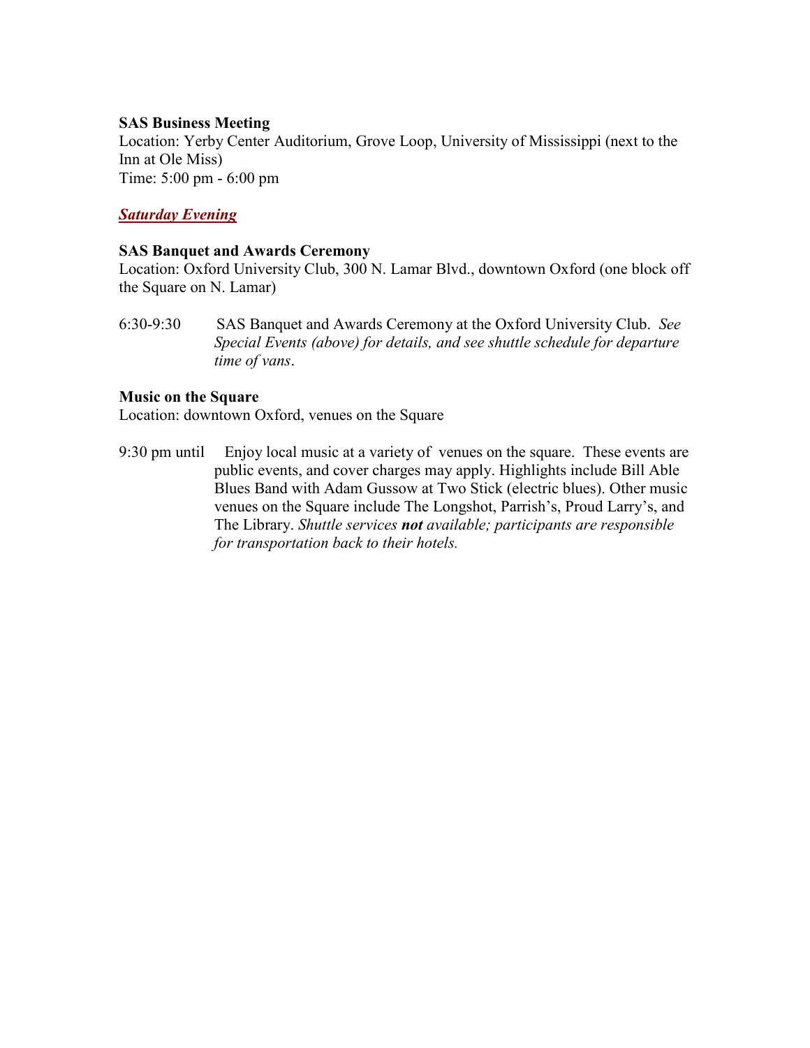**SAS Business Meeting**
Location: Yerby Center Auditorium, Grove Loop, University of Mississippi (next to the Inn at Ole Miss)
Time: 5:00 pm - 6:00 pm

***Saturday Evening***

**SAS Banquet and Awards Ceremony**
Location: Oxford University Club, 300 N. Lamar Blvd., downtown Oxford (one block off the Square on N. Lamar)

6:30-9:30 SAS Banquet and Awards Ceremony at the Oxford University Club. *See Special Events (above) for details, and see shuttle schedule for departure time of vans*.

**Music on the Square**
Location: downtown Oxford, venues on the Square

9:30 pm until Enjoy local music at a variety of venues on the square. These events are public events, and cover charges may apply. Highlights include Bill Able Blues Band with Adam Gussow at Two Stick (electric blues). Other music venues on the Square include The Longshot, Parrish's, Proud Larry's, and The Library. *Shuttle services **not** available; participants are responsible for transportation back to their hotels.*